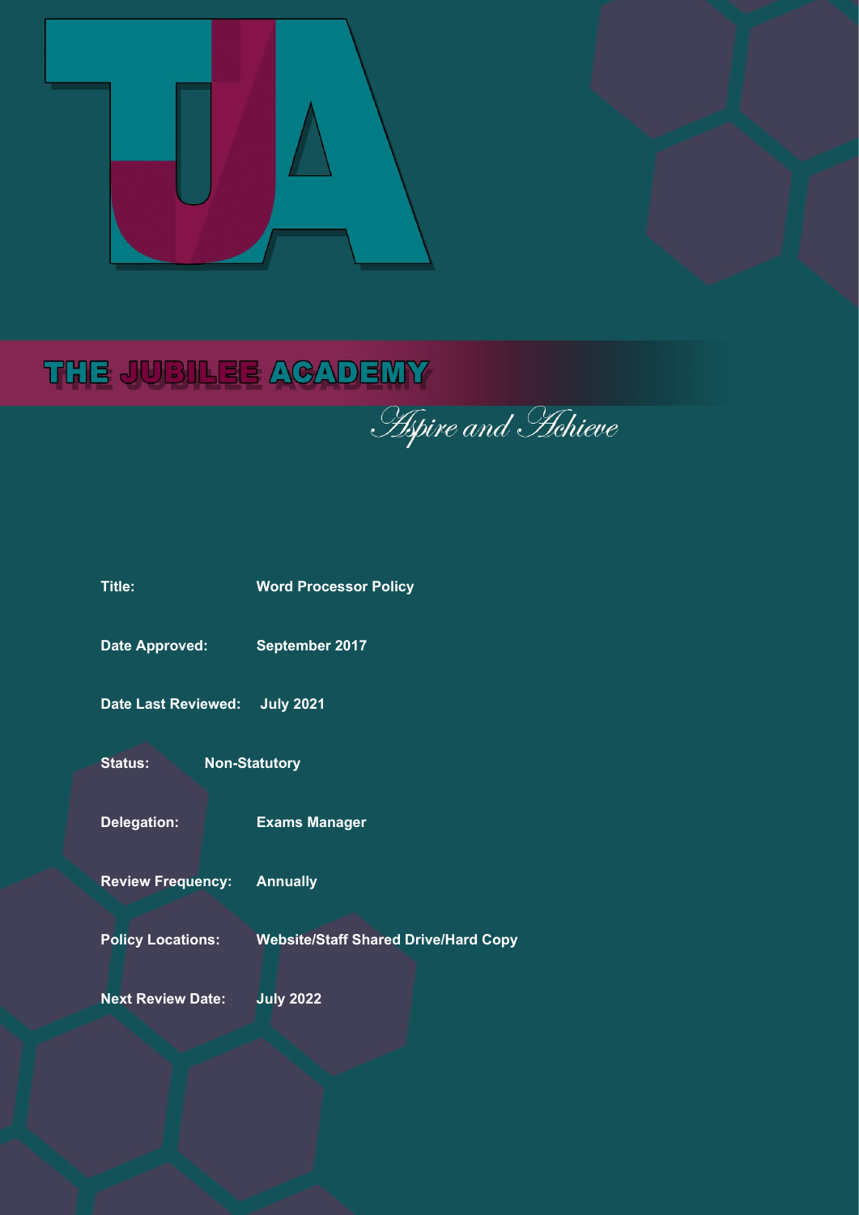# THE JUBILEE ACADEMY

*Aspire and Achieve*

**Title:** **Word Processor Policy**

**Date Approved:** **September 2017**

**Date Last Reviewed:** **July 2021**

**Status:** **Non-Statutory**

**Delegation:** **Exams Manager**

**Review Frequency:** **Annually**

**Policy Locations:** **Website/Staff Shared Drive/Hard Copy**

**Next Review Date:** **July 2022**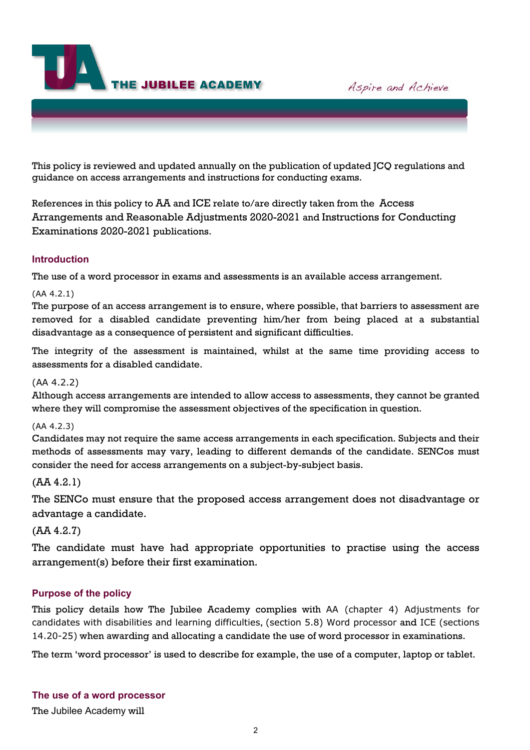This policy is reviewed and updated annually on the publication of updated JCQ regulations and guidance on access arrangements and instructions for conducting exams.

References in this policy to AA and ICE relate to/are directly taken from the Access Arrangements and Reasonable Adjustments 2020-2021 and Instructions for Conducting Examinations 2020-2021 publications.

## Introduction

The use of a word processor in exams and assessments is an available access arrangement.

(AA 4.2.1)
The purpose of an access arrangement is to ensure, where possible, that barriers to assessment are removed for a disabled candidate preventing him/her from being placed at a substantial disadvantage as a consequence of persistent and significant difficulties.

The integrity of the assessment is maintained, whilst at the same time providing access to assessments for a disabled candidate.

(AA 4.2.2)
Although access arrangements are intended to allow access to assessments, they cannot be granted where they will compromise the assessment objectives of the specification in question.

(AA 4.2.3)
Candidates may not require the same access arrangements in each specification. Subjects and their methods of assessments may vary, leading to different demands of the candidate. SENCos must consider the need for access arrangements on a subject-by-subject basis.

(AA 4.2.1)

The SENCo must ensure that the proposed access arrangement does not disadvantage or advantage a candidate.

(AA 4.2.7)

The candidate must have had appropriate opportunities to practise using the access arrangement(s) before their first examination.

## Purpose of the policy

This policy details how The Jubilee Academy complies with AA (chapter 4) Adjustments for candidates with disabilities and learning difficulties, (section 5.8) Word processor and ICE (sections 14.20-25) when awarding and allocating a candidate the use of word processor in examinations.

The term 'word processor' is used to describe for example, the use of a computer, laptop or tablet.

## The use of a word processor

The Jubilee Academy will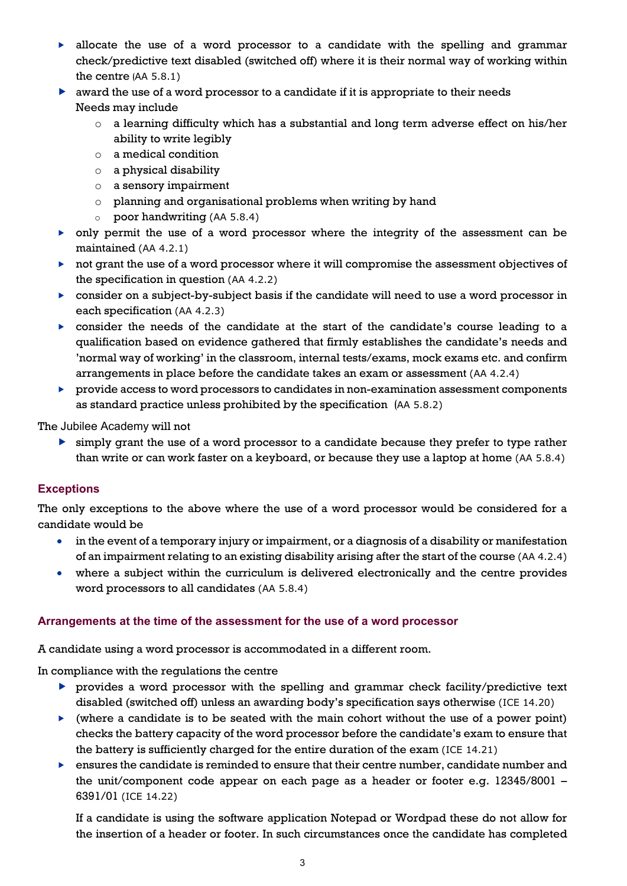- allocate the use of a word processor to a candidate with the spelling and grammar check/predictive text disabled (switched off) where it is their normal way of working within the centre (AA 5.8.1)
- award the use of a word processor to a candidate if it is appropriate to their needs
  Needs may include
  - a learning difficulty which has a substantial and long term adverse effect on his/her ability to write legibly
  - a medical condition
  - a physical disability
  - a sensory impairment
  - planning and organisational problems when writing by hand
  - poor handwriting (AA 5.8.4)
- only permit the use of a word processor where the integrity of the assessment can be maintained (AA 4.2.1)
- not grant the use of a word processor where it will compromise the assessment objectives of the specification in question (AA 4.2.2)
- consider on a subject-by-subject basis if the candidate will need to use a word processor in each specification (AA 4.2.3)
- consider the needs of the candidate at the start of the candidate's course leading to a qualification based on evidence gathered that firmly establishes the candidate's needs and 'normal way of working' in the classroom, internal tests/exams, mock exams etc. and confirm arrangements in place before the candidate takes an exam or assessment (AA 4.2.4)
- provide access to word processors to candidates in non-examination assessment components as standard practice unless prohibited by the specification (AA 5.8.2)

The Jubilee Academy will not

- simply grant the use of a word processor to a candidate because they prefer to type rather than write or can work faster on a keyboard, or because they use a laptop at home (AA 5.8.4)

## Exceptions

The only exceptions to the above where the use of a word processor would be considered for a candidate would be

- in the event of a temporary injury or impairment, or a diagnosis of a disability or manifestation of an impairment relating to an existing disability arising after the start of the course (AA 4.2.4)
- where a subject within the curriculum is delivered electronically and the centre provides word processors to all candidates (AA 5.8.4)

## Arrangements at the time of the assessment for the use of a word processor

A candidate using a word processor is accommodated in a different room.

In compliance with the regulations the centre

- provides a word processor with the spelling and grammar check facility/predictive text disabled (switched off) unless an awarding body's specification says otherwise (ICE 14.20)
- (where a candidate is to be seated with the main cohort without the use of a power point) checks the battery capacity of the word processor before the candidate's exam to ensure that the battery is sufficiently charged for the entire duration of the exam (ICE 14.21)
- ensures the candidate is reminded to ensure that their centre number, candidate number and the unit/component code appear on each page as a header or footer e.g. 12345/8001 – 6391/01 (ICE 14.22)

  If a candidate is using the software application Notepad or Wordpad these do not allow for the insertion of a header or footer. In such circumstances once the candidate has completed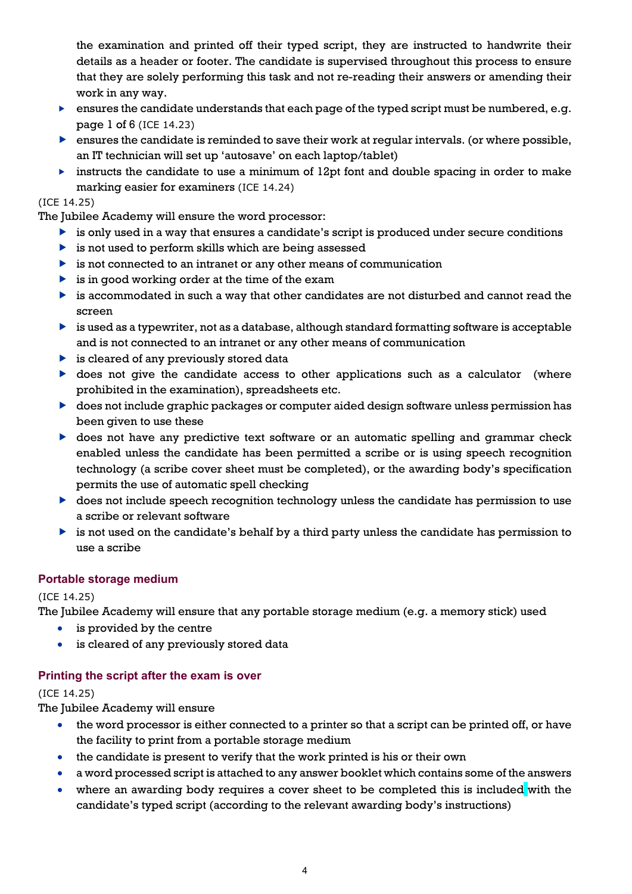the examination and printed off their typed script, they are instructed to handwrite their details as a header or footer. The candidate is supervised throughout this process to ensure that they are solely performing this task and not re-reading their answers or amending their work in any way.

- ensures the candidate understands that each page of the typed script must be numbered, e.g. page 1 of 6 (ICE 14.23)
- ensures the candidate is reminded to save their work at regular intervals. (or where possible, an IT technician will set up 'autosave' on each laptop/tablet)
- instructs the candidate to use a minimum of 12pt font and double spacing in order to make marking easier for examiners (ICE 14.24)

(ICE 14.25)

The Jubilee Academy will ensure the word processor:

- is only used in a way that ensures a candidate's script is produced under secure conditions
- is not used to perform skills which are being assessed
- is not connected to an intranet or any other means of communication
- is in good working order at the time of the exam
- is accommodated in such a way that other candidates are not disturbed and cannot read the screen
- is used as a typewriter, not as a database, although standard formatting software is acceptable and is not connected to an intranet or any other means of communication
- is cleared of any previously stored data
- does not give the candidate access to other applications such as a calculator (where prohibited in the examination), spreadsheets etc.
- does not include graphic packages or computer aided design software unless permission has been given to use these
- does not have any predictive text software or an automatic spelling and grammar check enabled unless the candidate has been permitted a scribe or is using speech recognition technology (a scribe cover sheet must be completed), or the awarding body's specification permits the use of automatic spell checking
- does not include speech recognition technology unless the candidate has permission to use a scribe or relevant software
- is not used on the candidate's behalf by a third party unless the candidate has permission to use a scribe

### Portable storage medium

(ICE 14.25)

The Jubilee Academy will ensure that any portable storage medium (e.g. a memory stick) used

- is provided by the centre
- is cleared of any previously stored data

### Printing the script after the exam is over

(ICE 14.25)

The Jubilee Academy will ensure

- the word processor is either connected to a printer so that a script can be printed off, or have the facility to print from a portable storage medium
- the candidate is present to verify that the work printed is his or their own
- a word processed script is attached to any answer booklet which contains some of the answers
- where an awarding body requires a cover sheet to be completed this is included with the candidate's typed script (according to the relevant awarding body's instructions)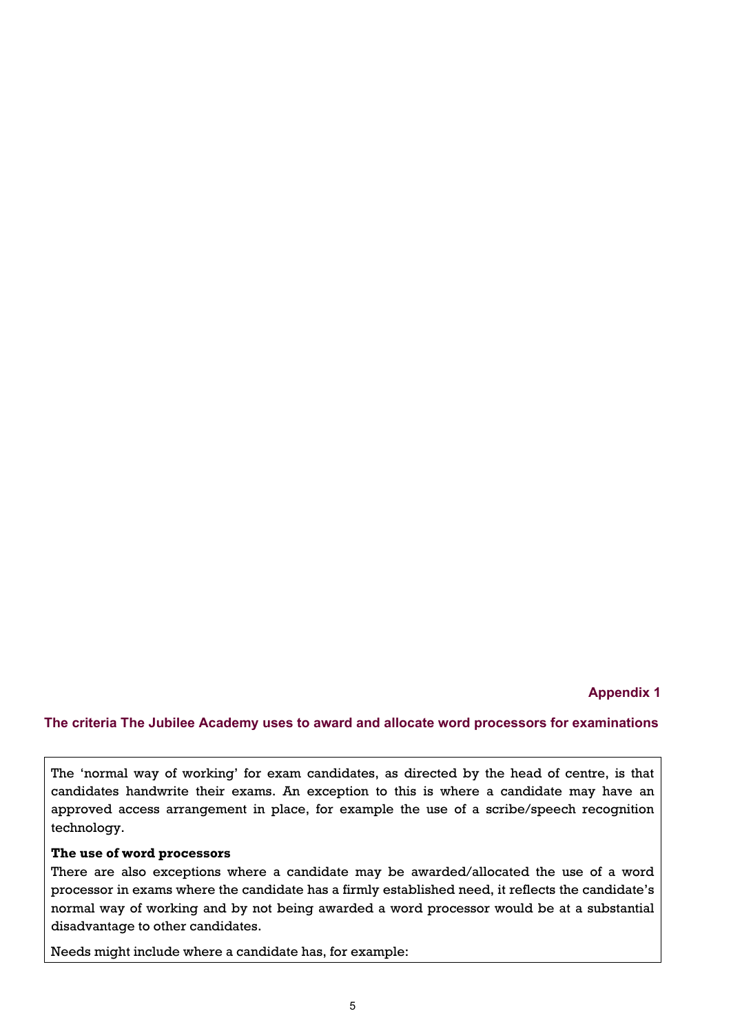## Appendix 1

## The criteria The Jubilee Academy uses to award and allocate word processors for examinations

The 'normal way of working' for exam candidates, as directed by the head of centre, is that candidates handwrite their exams. An exception to this is where a candidate may have an approved access arrangement in place, for example the use of a scribe/speech recognition technology.

**The use of word processors**

There are also exceptions where a candidate may be awarded/allocated the use of a word processor in exams where the candidate has a firmly established need, it reflects the candidate's normal way of working and by not being awarded a word processor would be at a substantial disadvantage to other candidates.

Needs might include where a candidate has, for example: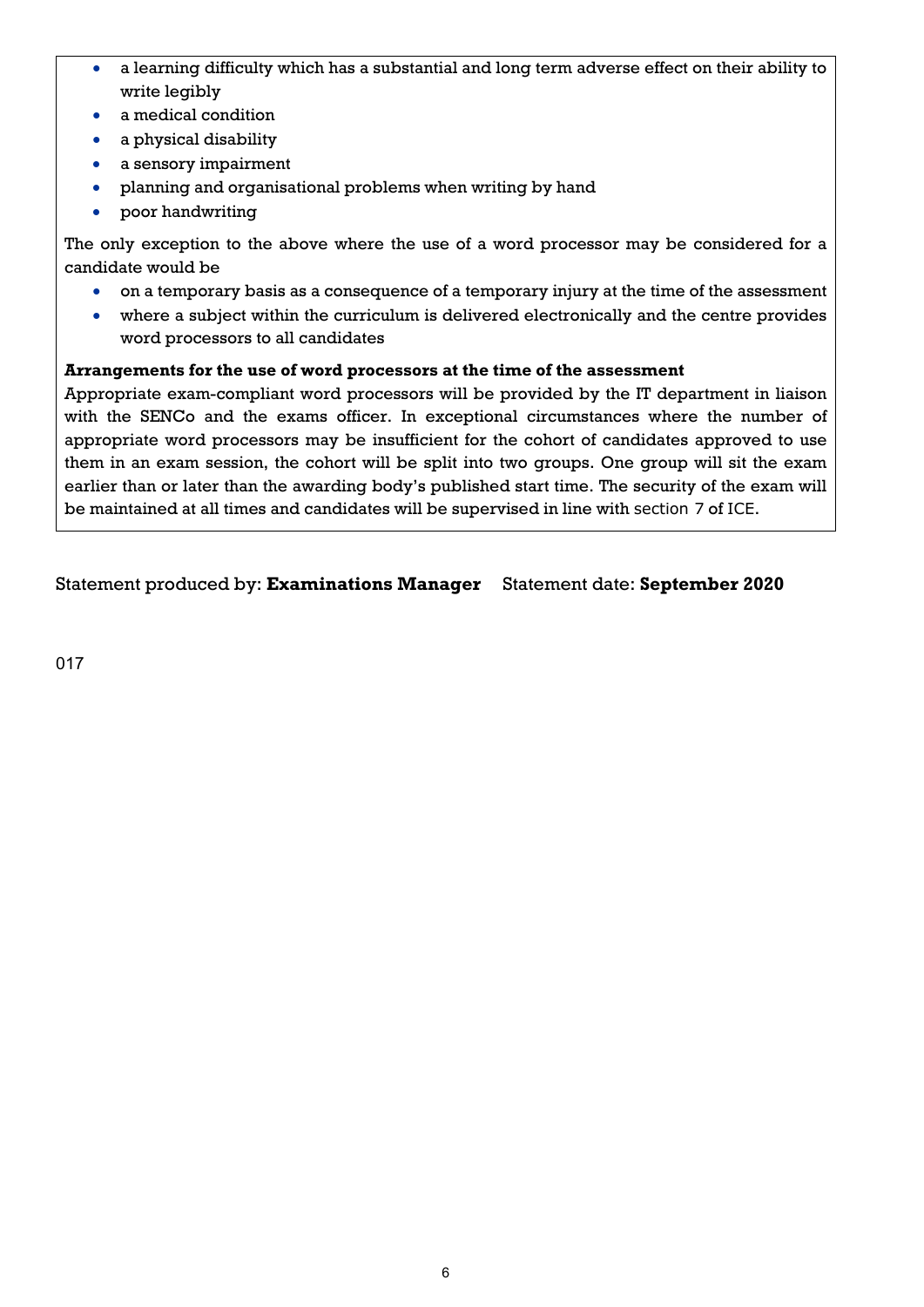- a learning difficulty which has a substantial and long term adverse effect on their ability to write legibly
- a medical condition
- a physical disability
- a sensory impairment
- planning and organisational problems when writing by hand
- poor handwriting

The only exception to the above where the use of a word processor may be considered for a candidate would be

- on a temporary basis as a consequence of a temporary injury at the time of the assessment
- where a subject within the curriculum is delivered electronically and the centre provides word processors to all candidates

**Arrangements for the use of word processors at the time of the assessment**

Appropriate exam-compliant word processors will be provided by the IT department in liaison with the SENCo and the exams officer. In exceptional circumstances where the number of appropriate word processors may be insufficient for the cohort of candidates approved to use them in an exam session, the cohort will be split into two groups. One group will sit the exam earlier than or later than the awarding body's published start time. The security of the exam will be maintained at all times and candidates will be supervised in line with section 7 of ICE.

Statement produced by: **Examinations Manager** Statement date: **September 2020**

017